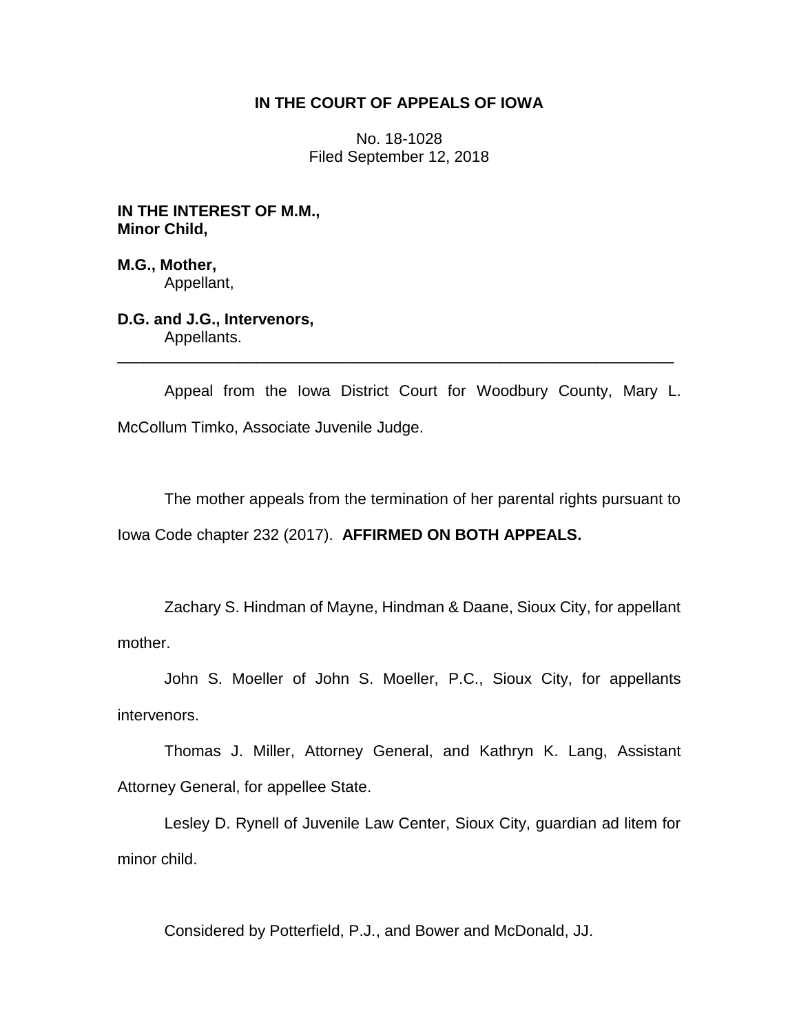**IN THE COURT OF APPEALS OF IOWA**

No. 18-1028
Filed September 12, 2018

**IN THE INTEREST OF M.M.,**
**Minor Child,**

**M.G., Mother,**
Appellant,

**D.G. and J.G., Intervenors,**
Appellants.

---

Appeal from the Iowa District Court for Woodbury County, Mary L. McCollum Timko, Associate Juvenile Judge.

The mother appeals from the termination of her parental rights pursuant to Iowa Code chapter 232 (2017). **AFFIRMED ON BOTH APPEALS.**

Zachary S. Hindman of Mayne, Hindman & Daane, Sioux City, for appellant mother.

John S. Moeller of John S. Moeller, P.C., Sioux City, for appellants intervenors.

Thomas J. Miller, Attorney General, and Kathryn K. Lang, Assistant Attorney General, for appellee State.

Lesley D. Rynell of Juvenile Law Center, Sioux City, guardian ad litem for minor child.

Considered by Potterfield, P.J., and Bower and McDonald, JJ.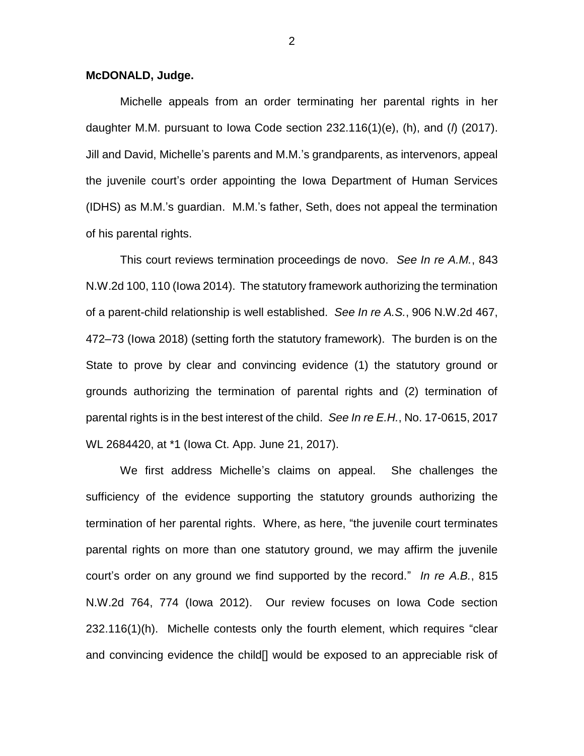**McDONALD, Judge.**

Michelle appeals from an order terminating her parental rights in her daughter M.M. pursuant to Iowa Code section 232.116(1)(e), (h), and (*l*) (2017). Jill and David, Michelle's parents and M.M.'s grandparents, as intervenors, appeal the juvenile court's order appointing the Iowa Department of Human Services (IDHS) as M.M.'s guardian. M.M.'s father, Seth, does not appeal the termination of his parental rights.

This court reviews termination proceedings de novo. *See In re A.M.*, 843 N.W.2d 100, 110 (Iowa 2014). The statutory framework authorizing the termination of a parent-child relationship is well established. *See In re A.S.*, 906 N.W.2d 467, 472–73 (Iowa 2018) (setting forth the statutory framework). The burden is on the State to prove by clear and convincing evidence (1) the statutory ground or grounds authorizing the termination of parental rights and (2) termination of parental rights is in the best interest of the child. *See In re E.H.*, No. 17-0615, 2017 WL 2684420, at *1 (Iowa Ct. App. June 21, 2017).

We first address Michelle's claims on appeal. She challenges the sufficiency of the evidence supporting the statutory grounds authorizing the termination of her parental rights. Where, as here, "the juvenile court terminates parental rights on more than one statutory ground, we may affirm the juvenile court's order on any ground we find supported by the record." *In re A.B.*, 815 N.W.2d 764, 774 (Iowa 2012). Our review focuses on Iowa Code section 232.116(1)(h). Michelle contests only the fourth element, which requires "clear and convincing evidence the child[] would be exposed to an appreciable risk of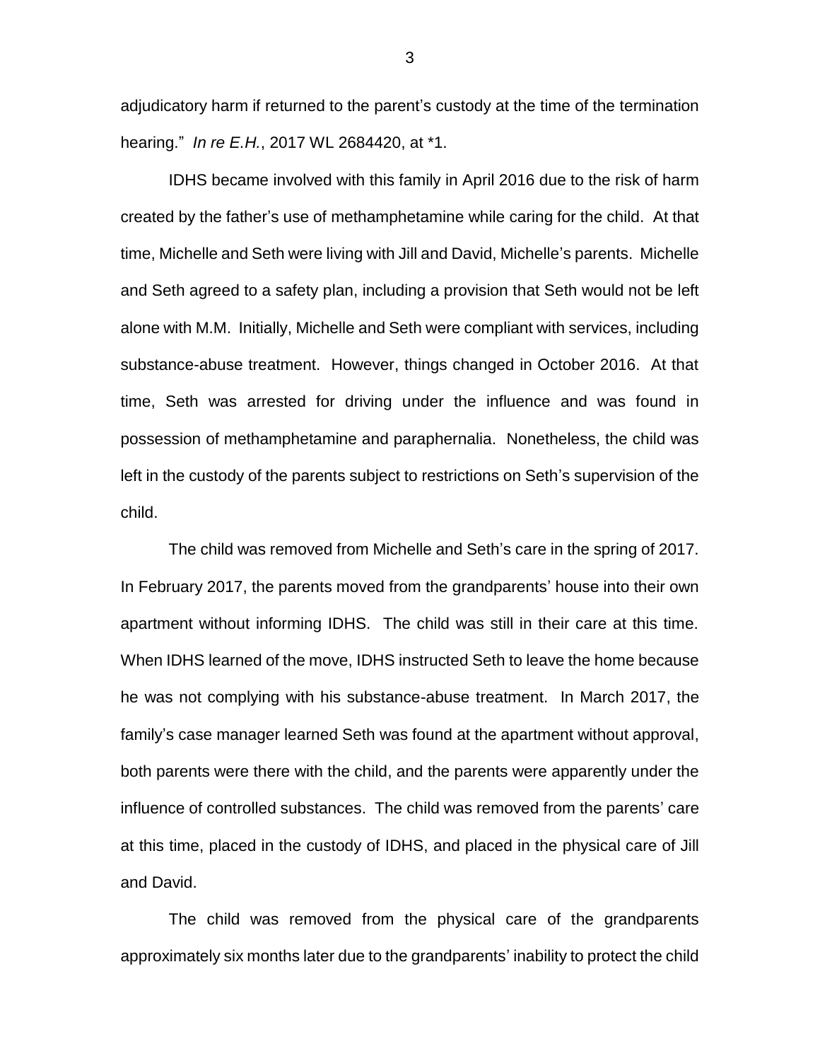adjudicatory harm if returned to the parent's custody at the time of the termination hearing." *In re E.H.*, 2017 WL 2684420, at *1.

IDHS became involved with this family in April 2016 due to the risk of harm created by the father's use of methamphetamine while caring for the child. At that time, Michelle and Seth were living with Jill and David, Michelle's parents. Michelle and Seth agreed to a safety plan, including a provision that Seth would not be left alone with M.M. Initially, Michelle and Seth were compliant with services, including substance-abuse treatment. However, things changed in October 2016. At that time, Seth was arrested for driving under the influence and was found in possession of methamphetamine and paraphernalia. Nonetheless, the child was left in the custody of the parents subject to restrictions on Seth's supervision of the child.

The child was removed from Michelle and Seth's care in the spring of 2017. In February 2017, the parents moved from the grandparents' house into their own apartment without informing IDHS. The child was still in their care at this time. When IDHS learned of the move, IDHS instructed Seth to leave the home because he was not complying with his substance-abuse treatment. In March 2017, the family's case manager learned Seth was found at the apartment without approval, both parents were there with the child, and the parents were apparently under the influence of controlled substances. The child was removed from the parents' care at this time, placed in the custody of IDHS, and placed in the physical care of Jill and David.

The child was removed from the physical care of the grandparents approximately six months later due to the grandparents' inability to protect the child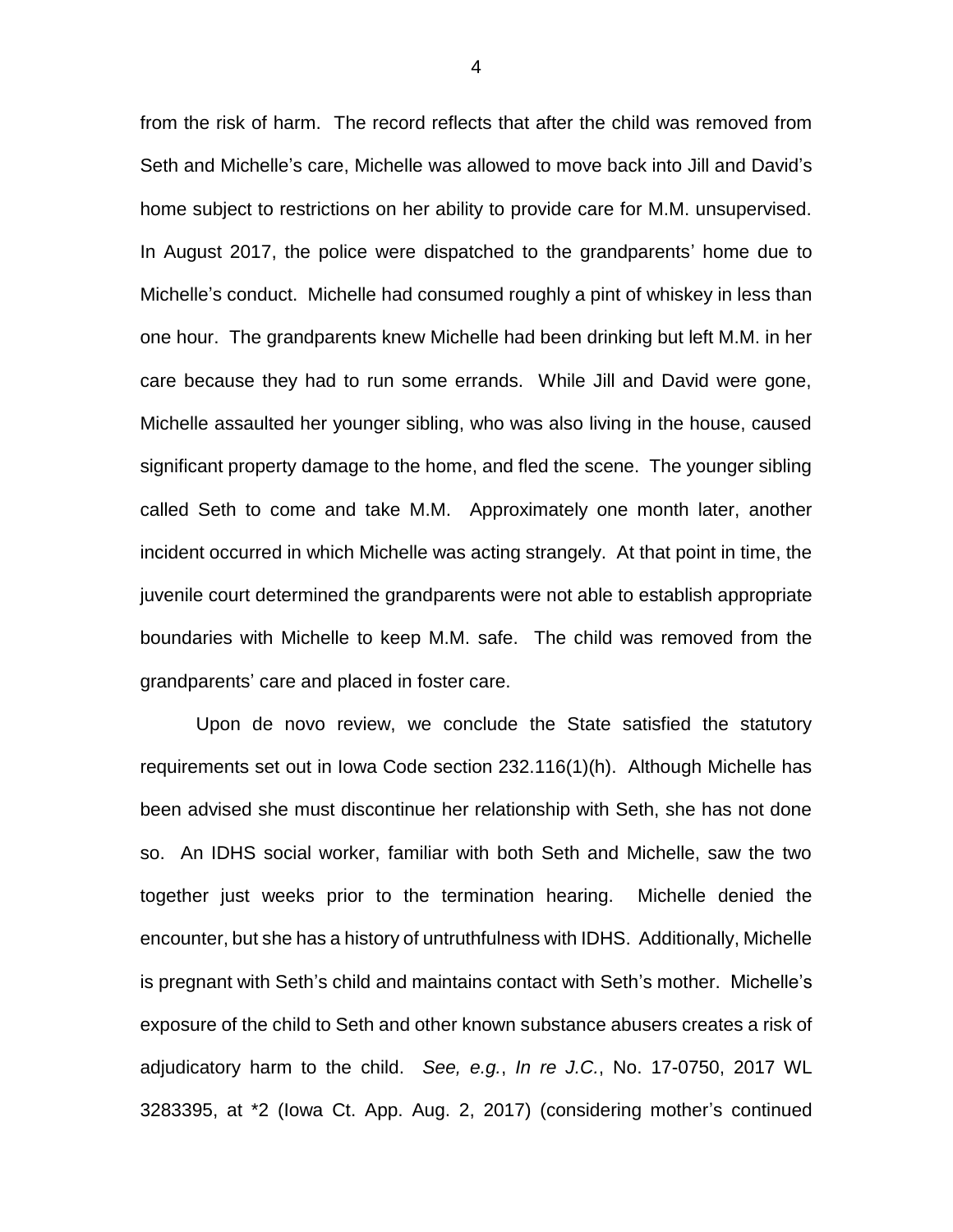from the risk of harm. The record reflects that after the child was removed from Seth and Michelle's care, Michelle was allowed to move back into Jill and David's home subject to restrictions on her ability to provide care for M.M. unsupervised. In August 2017, the police were dispatched to the grandparents' home due to Michelle's conduct. Michelle had consumed roughly a pint of whiskey in less than one hour. The grandparents knew Michelle had been drinking but left M.M. in her care because they had to run some errands. While Jill and David were gone, Michelle assaulted her younger sibling, who was also living in the house, caused significant property damage to the home, and fled the scene. The younger sibling called Seth to come and take M.M. Approximately one month later, another incident occurred in which Michelle was acting strangely. At that point in time, the juvenile court determined the grandparents were not able to establish appropriate boundaries with Michelle to keep M.M. safe. The child was removed from the grandparents' care and placed in foster care.

Upon de novo review, we conclude the State satisfied the statutory requirements set out in Iowa Code section 232.116(1)(h). Although Michelle has been advised she must discontinue her relationship with Seth, she has not done so. An IDHS social worker, familiar with both Seth and Michelle, saw the two together just weeks prior to the termination hearing. Michelle denied the encounter, but she has a history of untruthfulness with IDHS. Additionally, Michelle is pregnant with Seth's child and maintains contact with Seth's mother. Michelle's exposure of the child to Seth and other known substance abusers creates a risk of adjudicatory harm to the child. *See, e.g.*, *In re J.C.*, No. 17-0750, 2017 WL 3283395, at *2 (Iowa Ct. App. Aug. 2, 2017) (considering mother's continued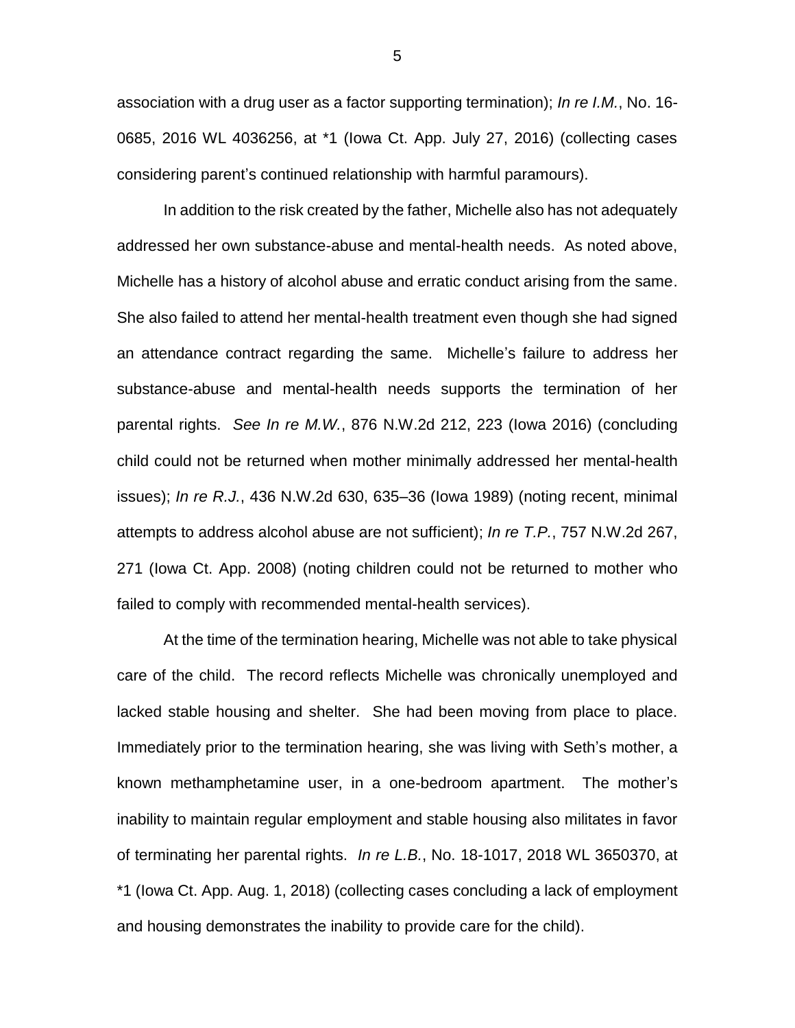association with a drug user as a factor supporting termination); *In re I.M.*, No. 16-0685, 2016 WL 4036256, at *1 (Iowa Ct. App. July 27, 2016) (collecting cases considering parent's continued relationship with harmful paramours).

In addition to the risk created by the father, Michelle also has not adequately addressed her own substance-abuse and mental-health needs. As noted above, Michelle has a history of alcohol abuse and erratic conduct arising from the same. She also failed to attend her mental-health treatment even though she had signed an attendance contract regarding the same. Michelle's failure to address her substance-abuse and mental-health needs supports the termination of her parental rights. *See In re M.W.*, 876 N.W.2d 212, 223 (Iowa 2016) (concluding child could not be returned when mother minimally addressed her mental-health issues); *In re R.J.*, 436 N.W.2d 630, 635–36 (Iowa 1989) (noting recent, minimal attempts to address alcohol abuse are not sufficient); *In re T.P.*, 757 N.W.2d 267, 271 (Iowa Ct. App. 2008) (noting children could not be returned to mother who failed to comply with recommended mental-health services).

At the time of the termination hearing, Michelle was not able to take physical care of the child. The record reflects Michelle was chronically unemployed and lacked stable housing and shelter. She had been moving from place to place. Immediately prior to the termination hearing, she was living with Seth's mother, a known methamphetamine user, in a one-bedroom apartment. The mother's inability to maintain regular employment and stable housing also militates in favor of terminating her parental rights. *In re L.B.*, No. 18-1017, 2018 WL 3650370, at *1 (Iowa Ct. App. Aug. 1, 2018) (collecting cases concluding a lack of employment and housing demonstrates the inability to provide care for the child).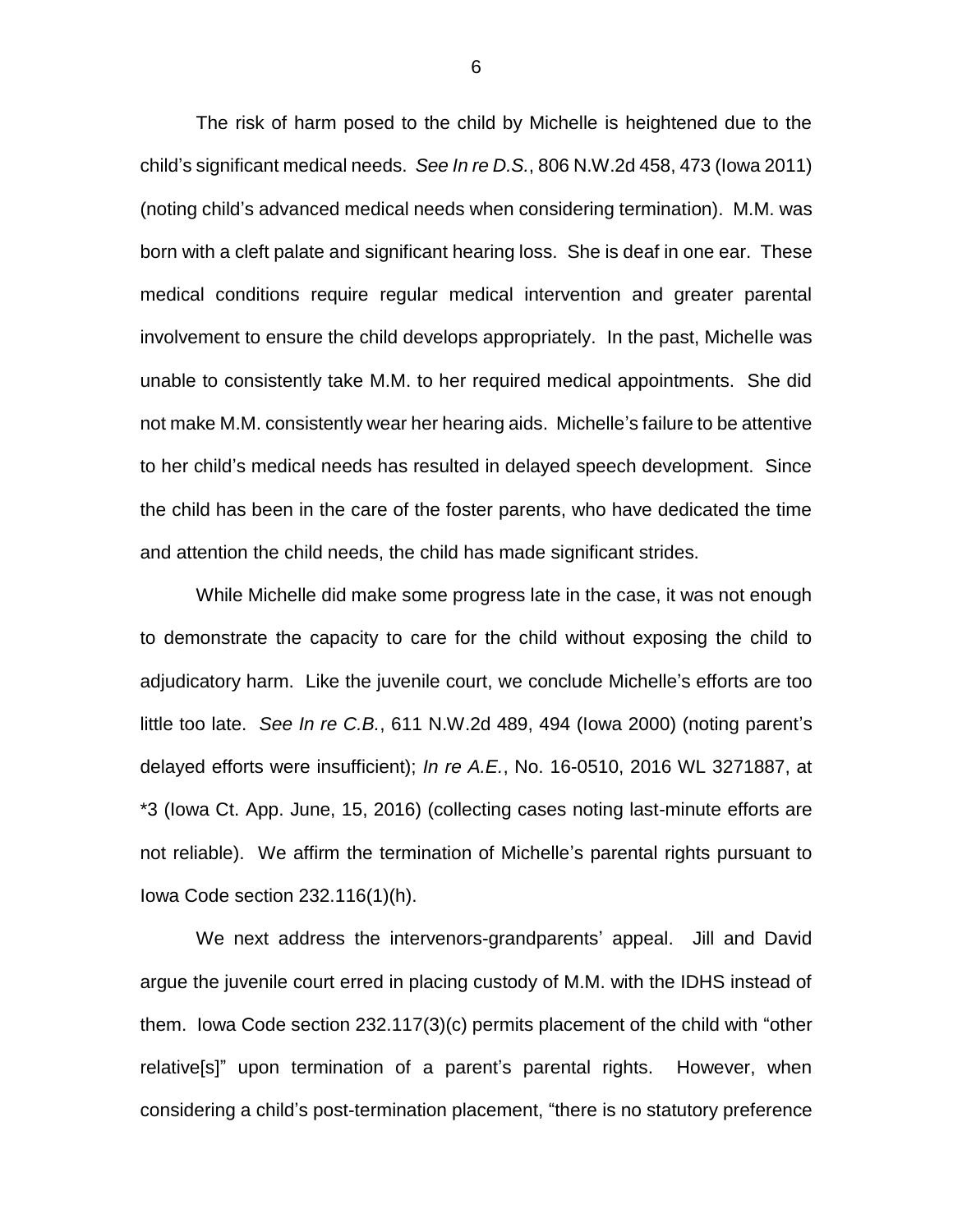The risk of harm posed to the child by Michelle is heightened due to the child's significant medical needs. *See In re D.S.*, 806 N.W.2d 458, 473 (Iowa 2011) (noting child's advanced medical needs when considering termination). M.M. was born with a cleft palate and significant hearing loss. She is deaf in one ear. These medical conditions require regular medical intervention and greater parental involvement to ensure the child develops appropriately. In the past, Michelle was unable to consistently take M.M. to her required medical appointments. She did not make M.M. consistently wear her hearing aids. Michelle's failure to be attentive to her child's medical needs has resulted in delayed speech development. Since the child has been in the care of the foster parents, who have dedicated the time and attention the child needs, the child has made significant strides.

While Michelle did make some progress late in the case, it was not enough to demonstrate the capacity to care for the child without exposing the child to adjudicatory harm. Like the juvenile court, we conclude Michelle's efforts are too little too late. *See In re C.B.*, 611 N.W.2d 489, 494 (Iowa 2000) (noting parent's delayed efforts were insufficient); *In re A.E.*, No. 16-0510, 2016 WL 3271887, at *3 (Iowa Ct. App. June, 15, 2016) (collecting cases noting last-minute efforts are not reliable). We affirm the termination of Michelle's parental rights pursuant to Iowa Code section 232.116(1)(h).

We next address the intervenors-grandparents' appeal. Jill and David argue the juvenile court erred in placing custody of M.M. with the IDHS instead of them. Iowa Code section 232.117(3)(c) permits placement of the child with "other relative[s]" upon termination of a parent's parental rights. However, when considering a child's post-termination placement, "there is no statutory preference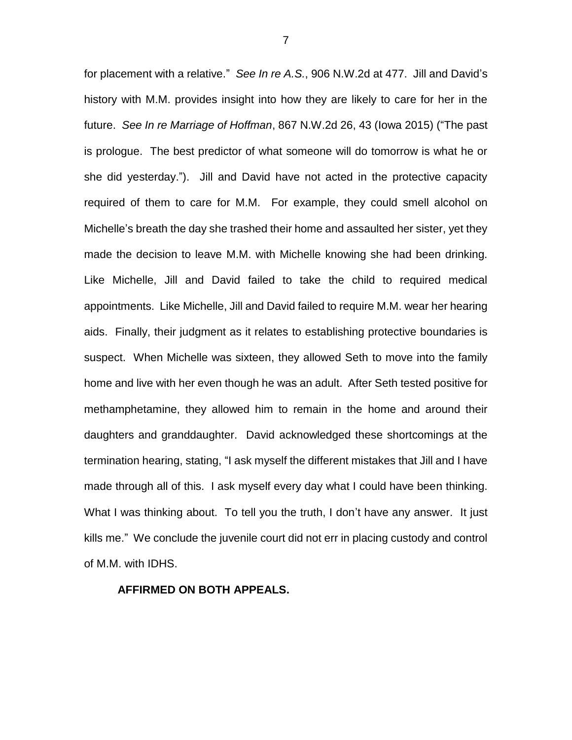for placement with a relative." *See In re A.S.*, 906 N.W.2d at 477. Jill and David's history with M.M. provides insight into how they are likely to care for her in the future. *See In re Marriage of Hoffman*, 867 N.W.2d 26, 43 (Iowa 2015) ("The past is prologue. The best predictor of what someone will do tomorrow is what he or she did yesterday."). Jill and David have not acted in the protective capacity required of them to care for M.M. For example, they could smell alcohol on Michelle's breath the day she trashed their home and assaulted her sister, yet they made the decision to leave M.M. with Michelle knowing she had been drinking. Like Michelle, Jill and David failed to take the child to required medical appointments. Like Michelle, Jill and David failed to require M.M. wear her hearing aids. Finally, their judgment as it relates to establishing protective boundaries is suspect. When Michelle was sixteen, they allowed Seth to move into the family home and live with her even though he was an adult. After Seth tested positive for methamphetamine, they allowed him to remain in the home and around their daughters and granddaughter. David acknowledged these shortcomings at the termination hearing, stating, "I ask myself the different mistakes that Jill and I have made through all of this. I ask myself every day what I could have been thinking. What I was thinking about. To tell you the truth, I don't have any answer. It just kills me." We conclude the juvenile court did not err in placing custody and control of M.M. with IDHS.

**AFFIRMED ON BOTH APPEALS.**